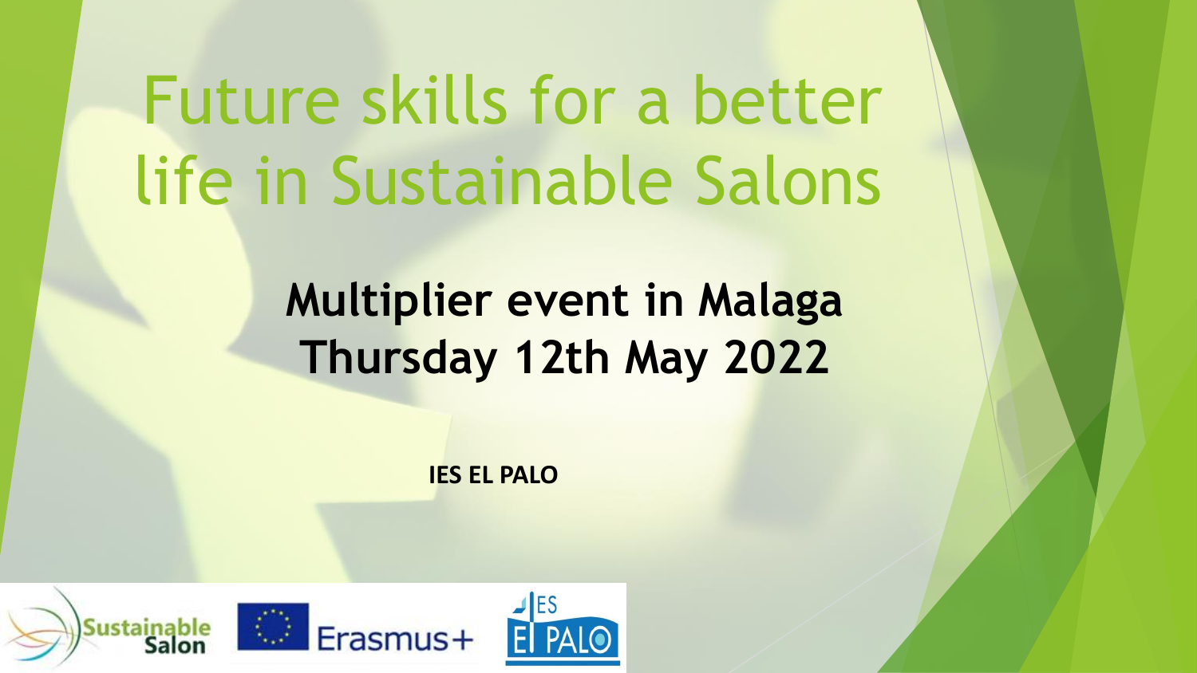# Future skills for a better life in Sustainable Salons

## Multiplier event in Malaga
## Thursday 12th May 2022

**IES EL PALO**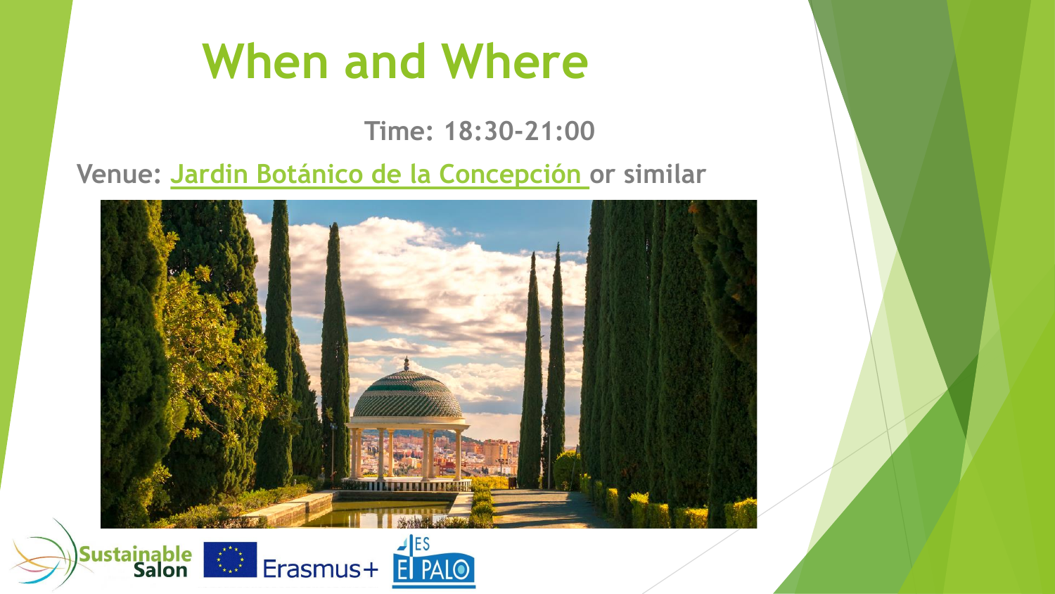# When and Where

**Time: 18:30-21:00**

**Venue: Jardin Botánico de la Concepción or similar**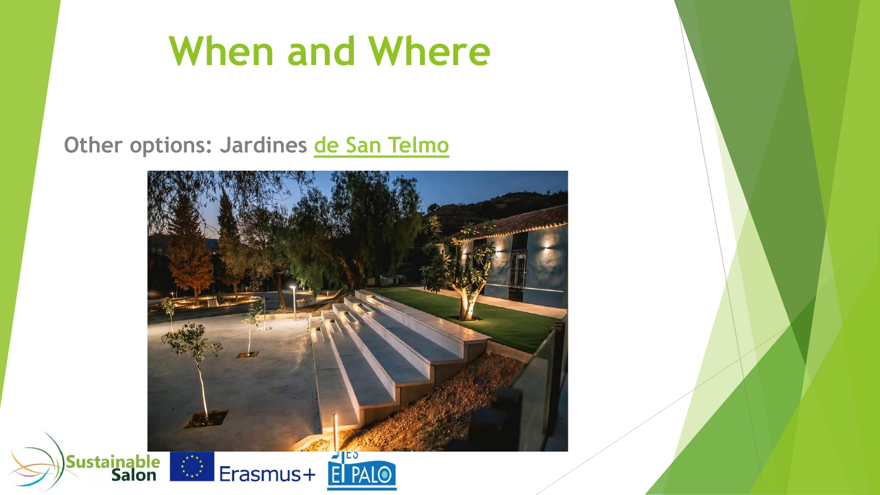# When and Where

**Other options: Jardines de San Telmo**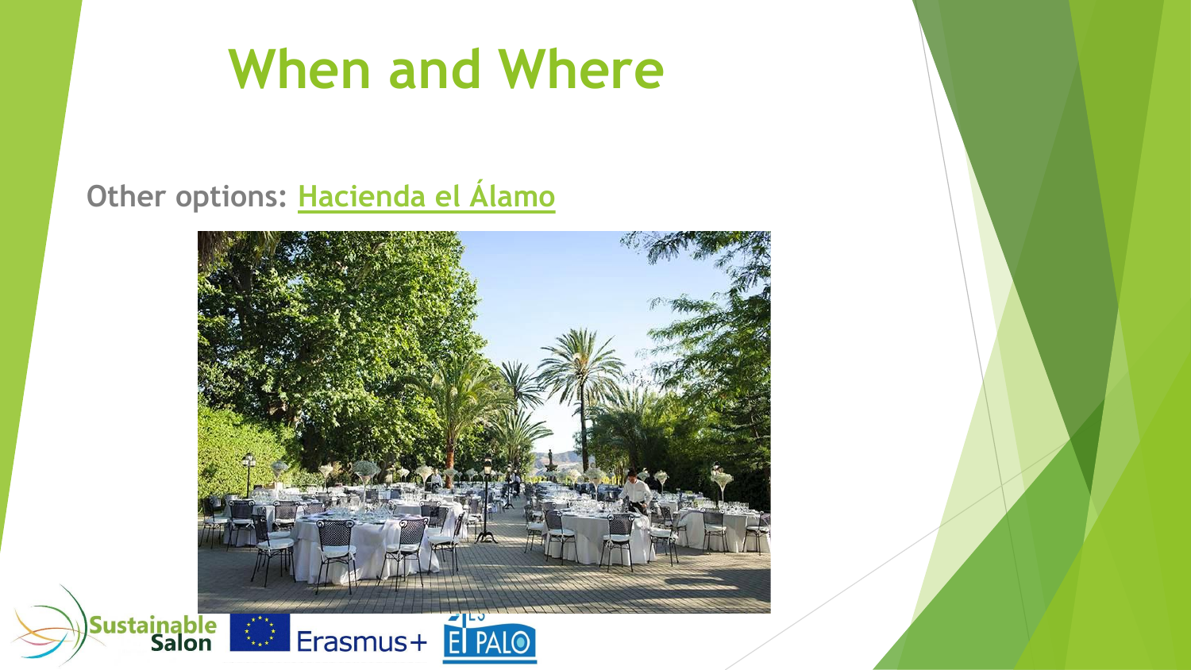# When and Where

**Other options:** Hacienda el Álamo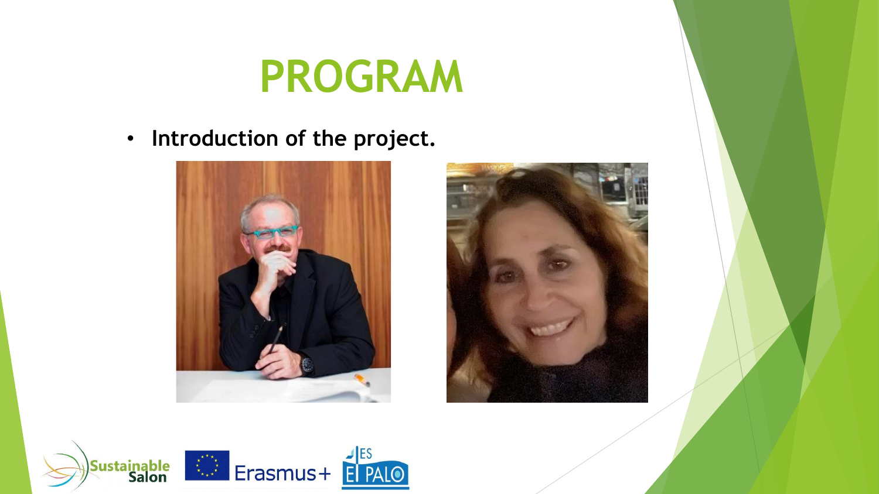# PROGRAM

- **Introduction of the project.**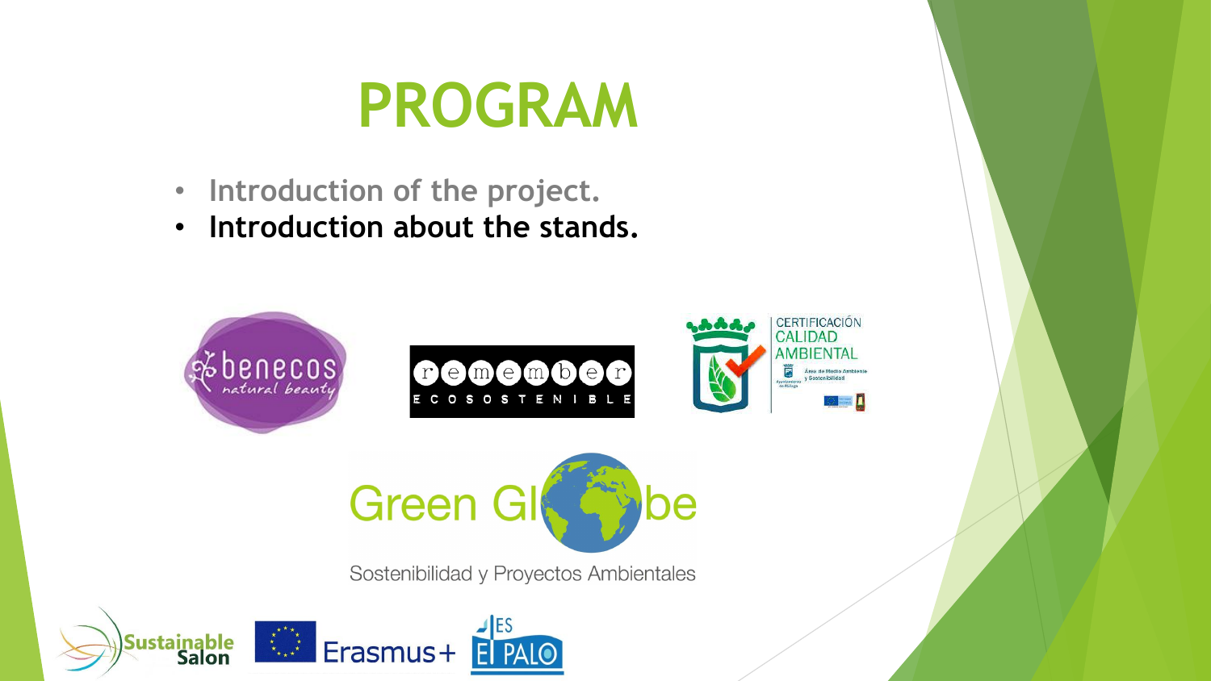# PROGRAM

- Introduction of the project.
- **Introduction about the stands.**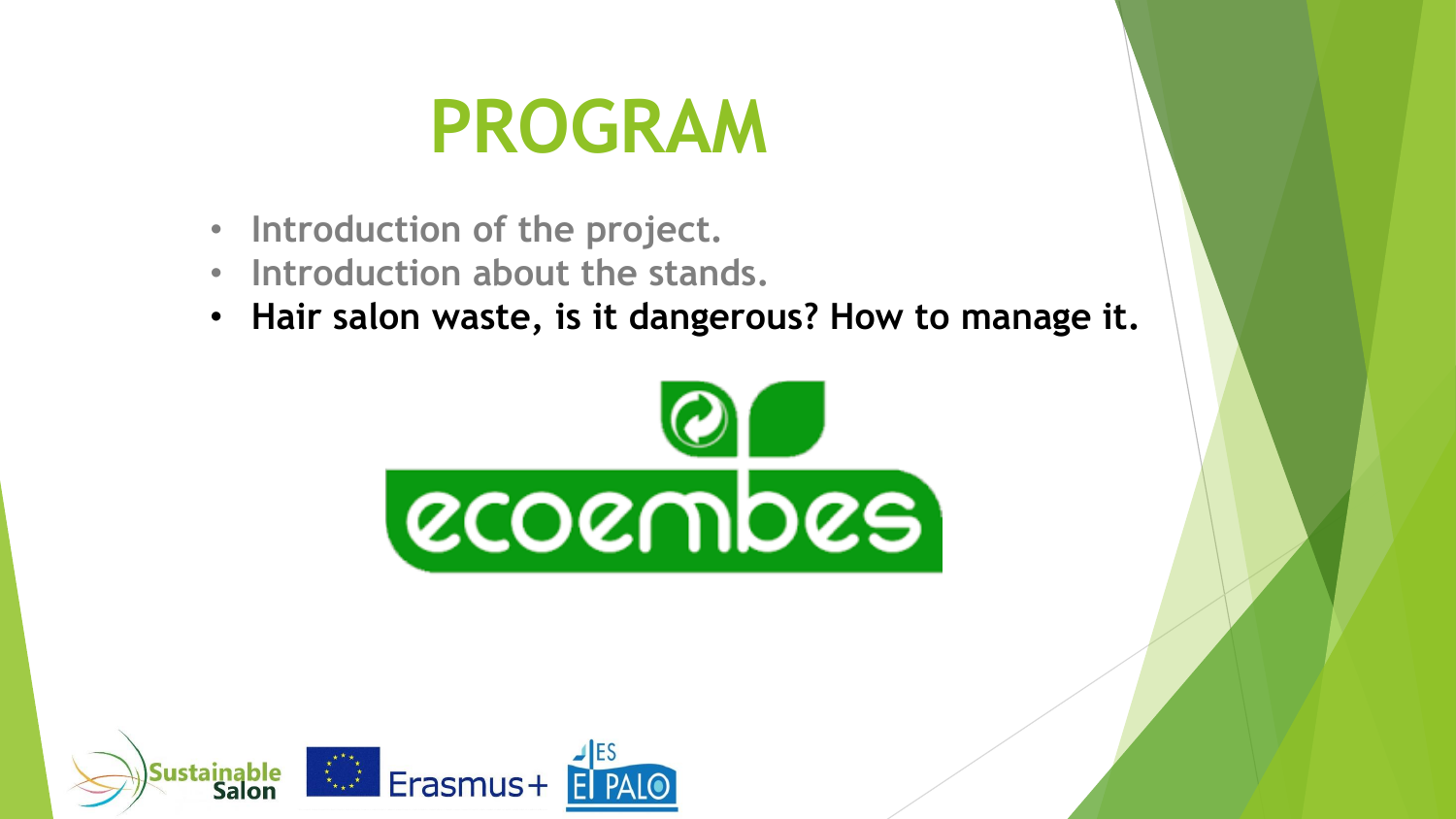# PROGRAM

- Introduction of the project.
- Introduction about the stands.
- **Hair salon waste, is it dangerous? How to manage it.**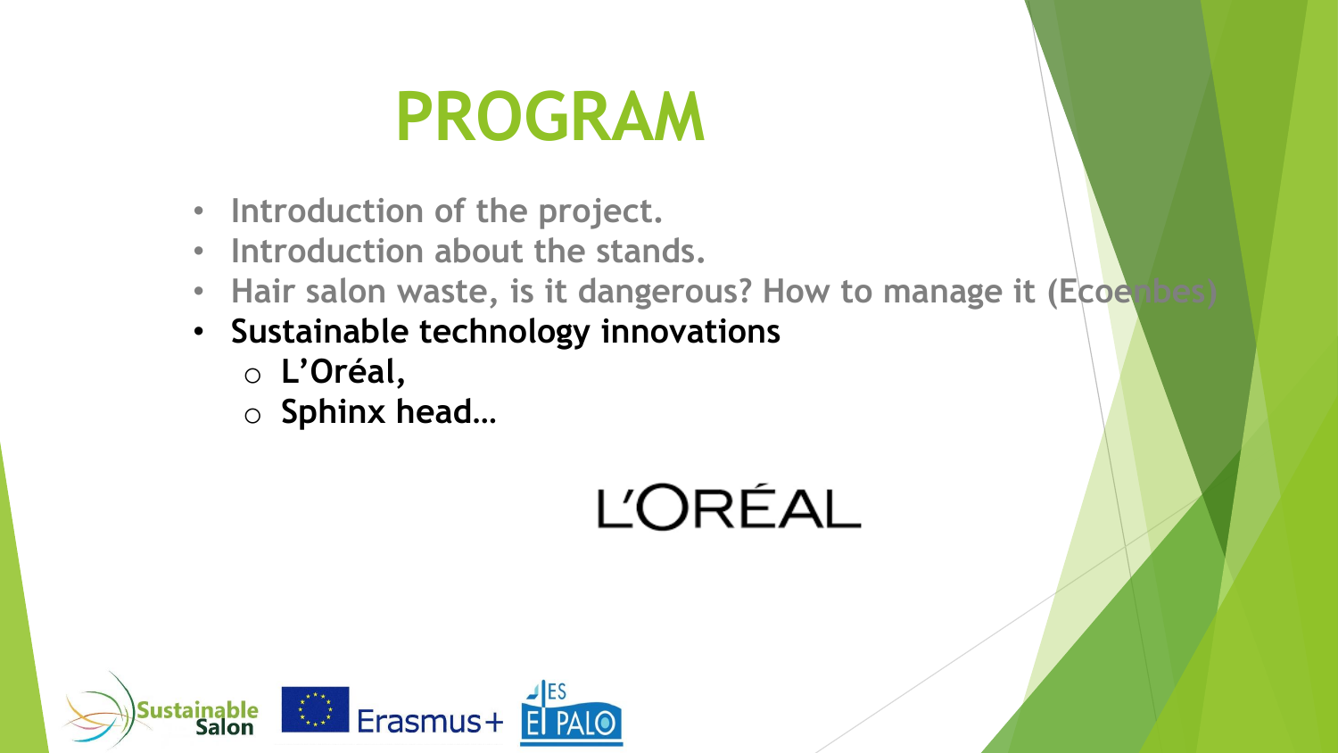# PROGRAM

- Introduction of the project.
- Introduction about the stands.
- Hair salon waste, is it dangerous? How to manage it (Ecoembes)
- **Sustainable technology innovations**
  - **L'Oréal,**
  - **Sphinx head…**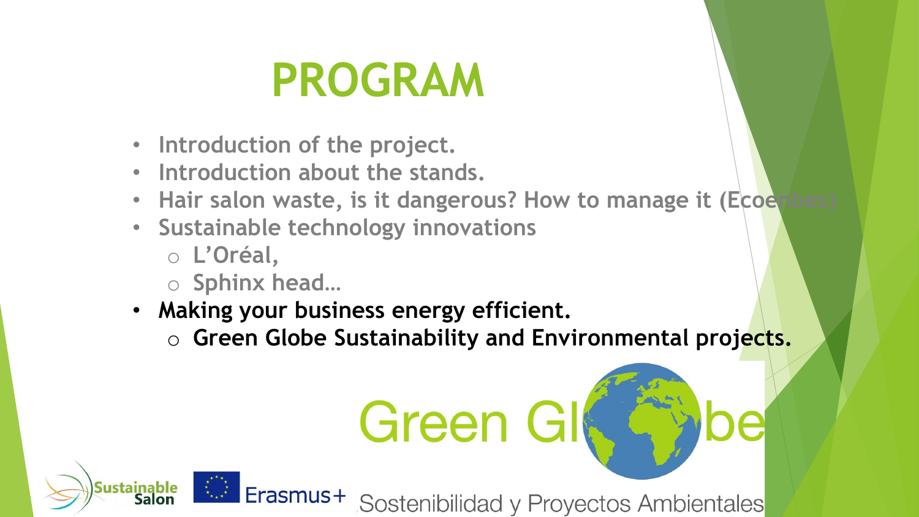# PROGRAM

- Introduction of the project.
- Introduction about the stands.
- Hair salon waste, is it dangerous? How to manage it (Ecoembes)
- Sustainable technology innovations
  - L'Oréal,
  - Sphinx head…
- **Making your business energy efficient.**
  - **Green Globe Sustainability and Environmental projects.**

Green Globe
Sostenibilidad y Proyectos Ambientales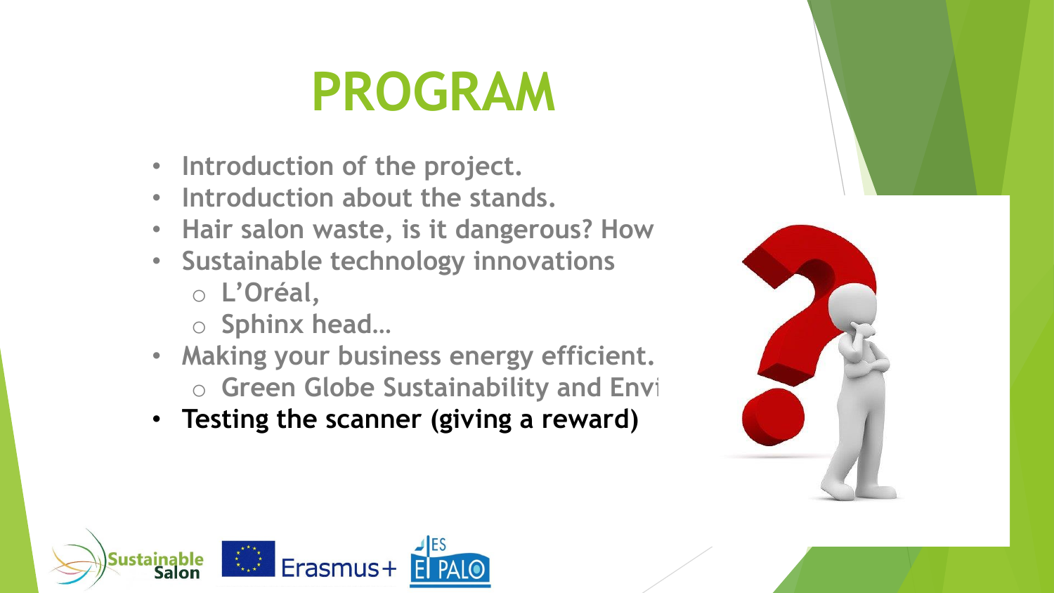# PROGRAM

- Introduction of the project.
- Introduction about the stands.
- Hair salon waste, is it dangerous? How
- Sustainable technology innovations
  - L'Oréal,
  - Sphinx head…
- Making your business energy efficient.
  - Green Globe Sustainability and Envi
- **Testing the scanner (giving a reward)**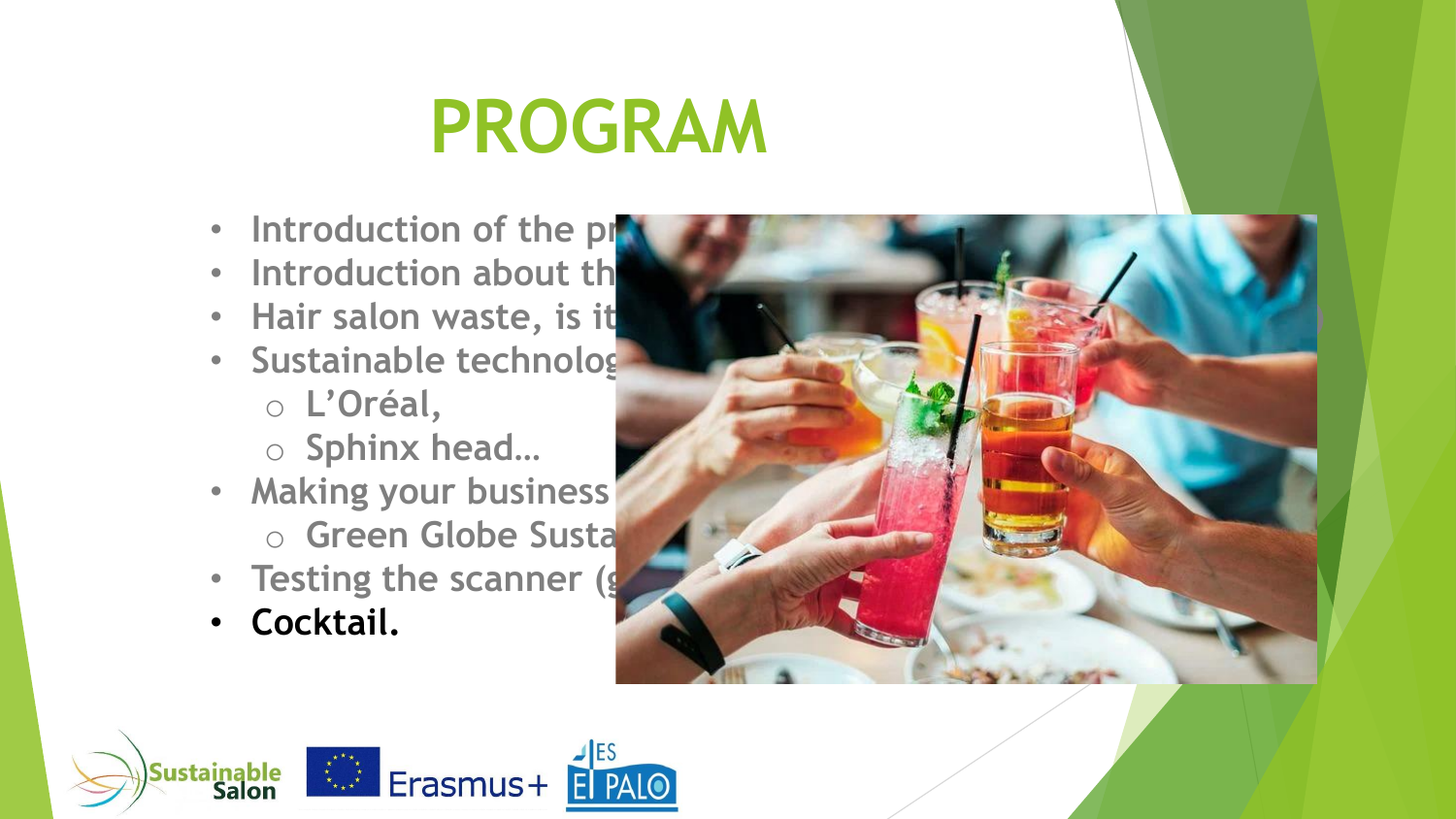# PROGRAM

- Introduction of the pr
- Introduction about th
- Hair salon waste, is it
- Sustainable technolog
  - L'Oréal,
  - Sphinx head…
- Making your business
  - Green Globe Susta
- Testing the scanner (g
- **Cocktail.**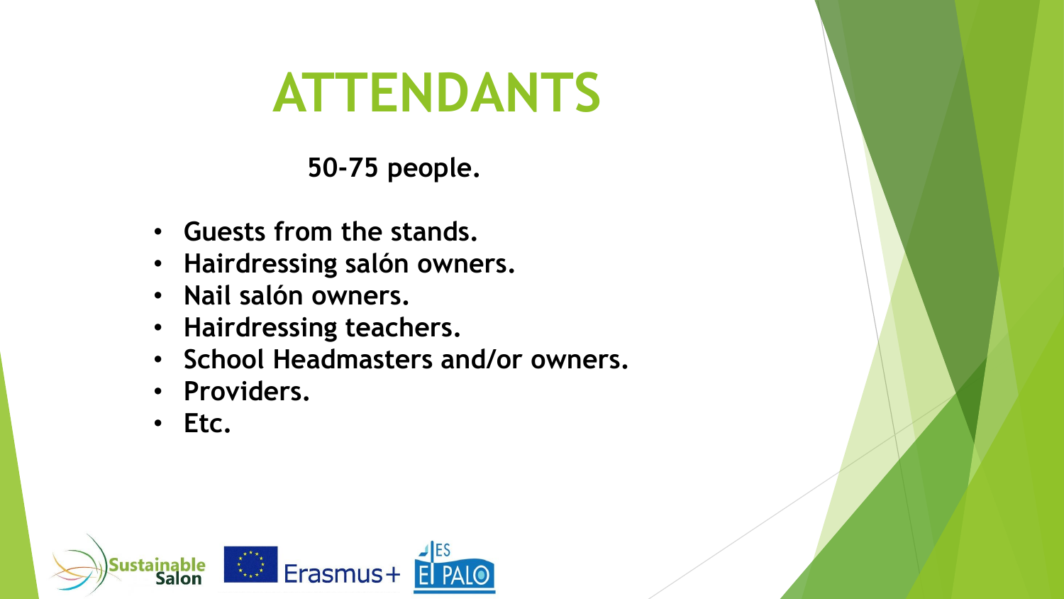# ATTENDANTS

**50-75 people.**

- **Guests from the stands.**
- **Hairdressing salón owners.**
- **Nail salón owners.**
- **Hairdressing teachers.**
- **School Headmasters and/or owners.**
- **Providers.**
- **Etc.**

Sustainable Salon · Erasmus+ · IES El Palo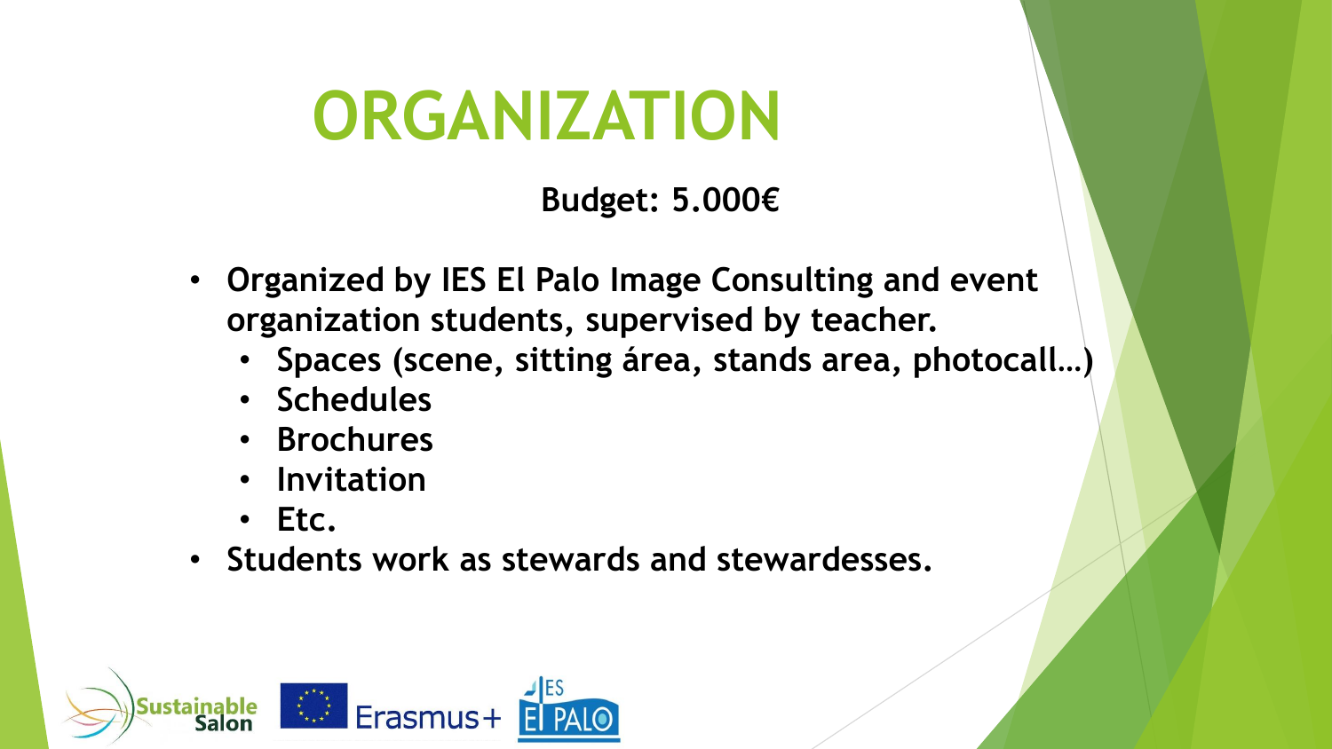# ORGANIZATION

**Budget: 5.000€**

- **Organized by IES El Palo Image Consulting and event organization students, supervised by teacher.**
  - **Spaces (scene, sitting área, stands area, photocall…)**
  - **Schedules**
  - **Brochures**
  - **Invitation**
  - **Etc.**
- **Students work as stewards and stewardesses.**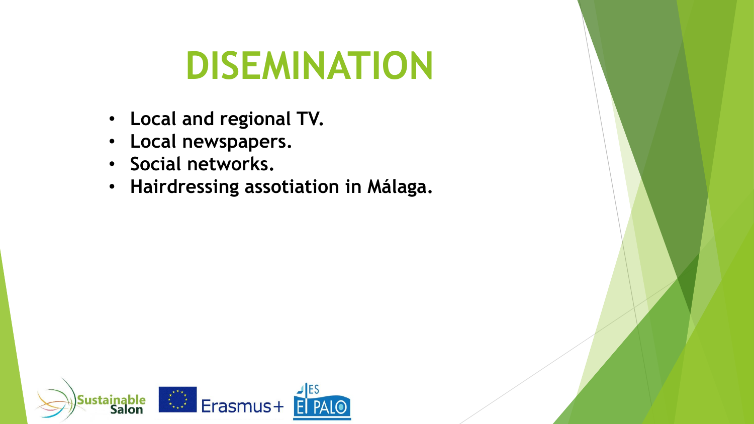# DISEMINATION

- **Local and regional TV.**
- **Local newspapers.**
- **Social networks.**
- **Hairdressing assotiation in Málaga.**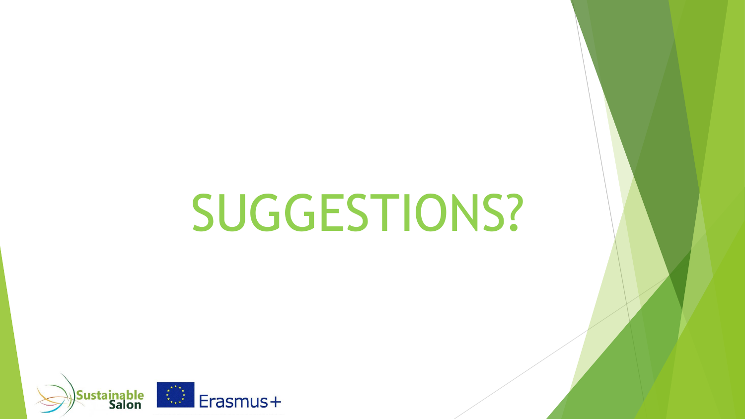# SUGGESTIONS?